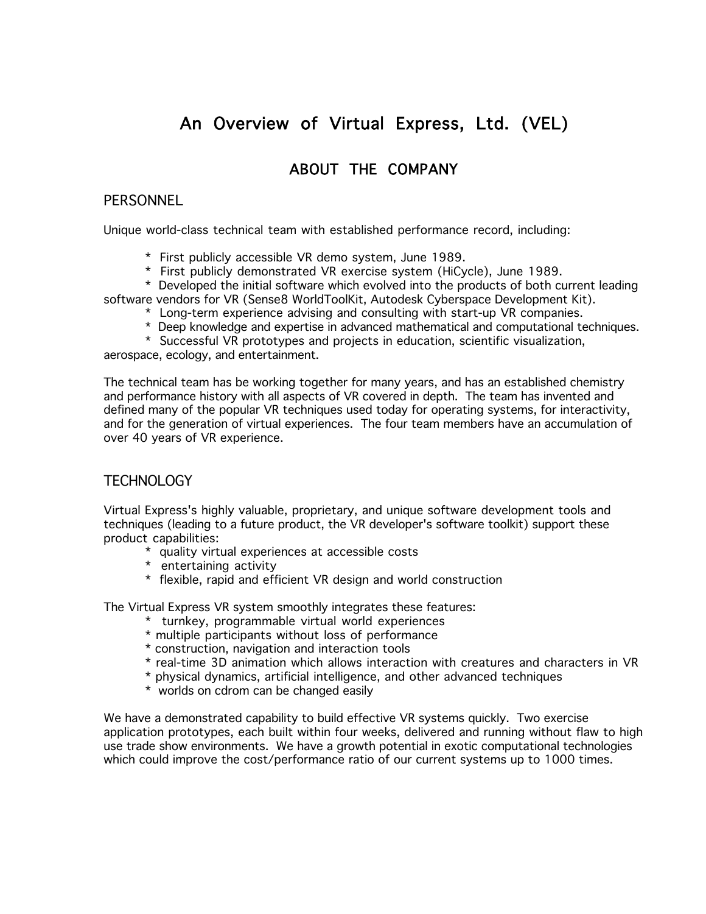# An Overview of Virtual Express, Ltd. (VEL)

## ABOUT THE COMPANY

### PERSONNEL

Unique world-class technical team with established performance record, including:

* First publicly accessible VR demo system, June 1989.
* First publicly demonstrated VR exercise system (HiCycle), June 1989.
* Developed the initial software which evolved into the products of both current leading software vendors for VR (Sense8 WorldToolKit, Autodesk Cyberspace Development Kit).
* Long-term experience advising and consulting with start-up VR companies.
* Deep knowledge and expertise in advanced mathematical and computational techniques.
* Successful VR prototypes and projects in education, scientific visualization, aerospace, ecology, and entertainment.

The technical team has be working together for many years, and has an established chemistry and performance history with all aspects of VR covered in depth. The team has invented and defined many of the popular VR techniques used today for operating systems, for interactivity, and for the generation of virtual experiences. The four team members have an accumulation of over 40 years of VR experience.

### TECHNOLOGY

Virtual Express's highly valuable, proprietary, and unique software development tools and techniques (leading to a future product, the VR developer's software toolkit) support these product capabilities:

* quality virtual experiences at accessible costs
* entertaining activity
* flexible, rapid and efficient VR design and world construction

The Virtual Express VR system smoothly integrates these features:

* turnkey, programmable virtual world experiences
* multiple participants without loss of performance
* construction, navigation and interaction tools
* real-time 3D animation which allows interaction with creatures and characters in VR
* physical dynamics, artificial intelligence, and other advanced techniques
* worlds on cdrom can be changed easily

We have a demonstrated capability to build effective VR systems quickly. Two exercise application prototypes, each built within four weeks, delivered and running without flaw to high use trade show environments. We have a growth potential in exotic computational technologies which could improve the cost/performance ratio of our current systems up to 1000 times.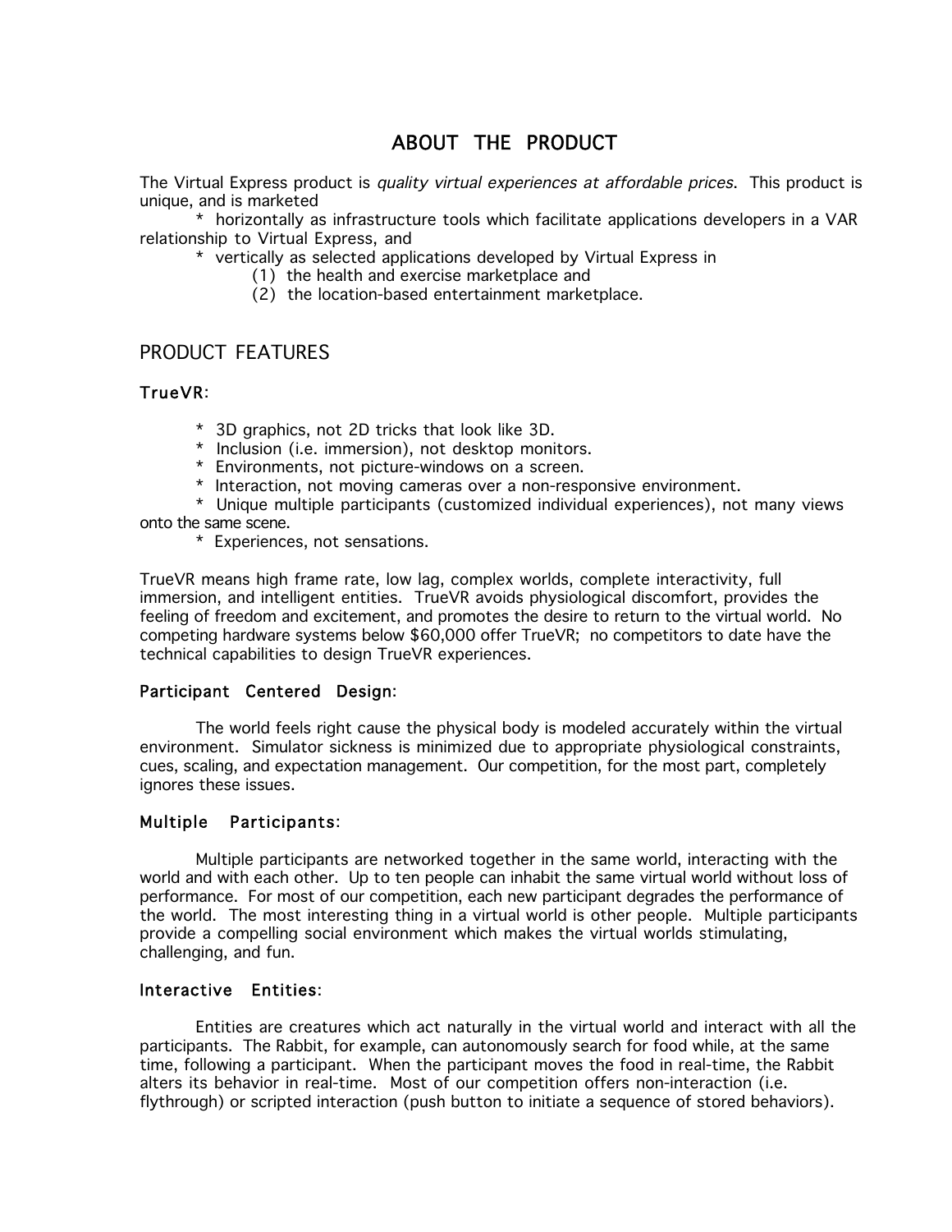# ABOUT THE PRODUCT

The Virtual Express product is *quality virtual experiences at affordable prices*. This product is unique, and is marketed

* horizontally as infrastructure tools which facilitate applications developers in a VAR relationship to Virtual Express, and
* vertically as selected applications developed by Virtual Express in
    (1) the health and exercise marketplace and
    (2) the location-based entertainment marketplace.

## PRODUCT FEATURES

### TrueVR:

* 3D graphics, not 2D tricks that look like 3D.
* Inclusion (i.e. immersion), not desktop monitors.
* Environments, not picture-windows on a screen.
* Interaction, not moving cameras over a non-responsive environment.
* Unique multiple participants (customized individual experiences), not many views onto the same scene.
* Experiences, not sensations.

TrueVR means high frame rate, low lag, complex worlds, complete interactivity, full immersion, and intelligent entities. TrueVR avoids physiological discomfort, provides the feeling of freedom and excitement, and promotes the desire to return to the virtual world. No competing hardware systems below $60,000 offer TrueVR; no competitors to date have the technical capabilities to design TrueVR experiences.

### Participant Centered Design:

The world feels right cause the physical body is modeled accurately within the virtual environment. Simulator sickness is minimized due to appropriate physiological constraints, cues, scaling, and expectation management. Our competition, for the most part, completely ignores these issues.

### Multiple Participants:

Multiple participants are networked together in the same world, interacting with the world and with each other. Up to ten people can inhabit the same virtual world without loss of performance. For most of our competition, each new participant degrades the performance of the world. The most interesting thing in a virtual world is other people. Multiple participants provide a compelling social environment which makes the virtual worlds stimulating, challenging, and fun.

### Interactive Entities:

Entities are creatures which act naturally in the virtual world and interact with all the participants. The Rabbit, for example, can autonomously search for food while, at the same time, following a participant. When the participant moves the food in real-time, the Rabbit alters its behavior in real-time. Most of our competition offers non-interaction (i.e. flythrough) or scripted interaction (push button to initiate a sequence of stored behaviors).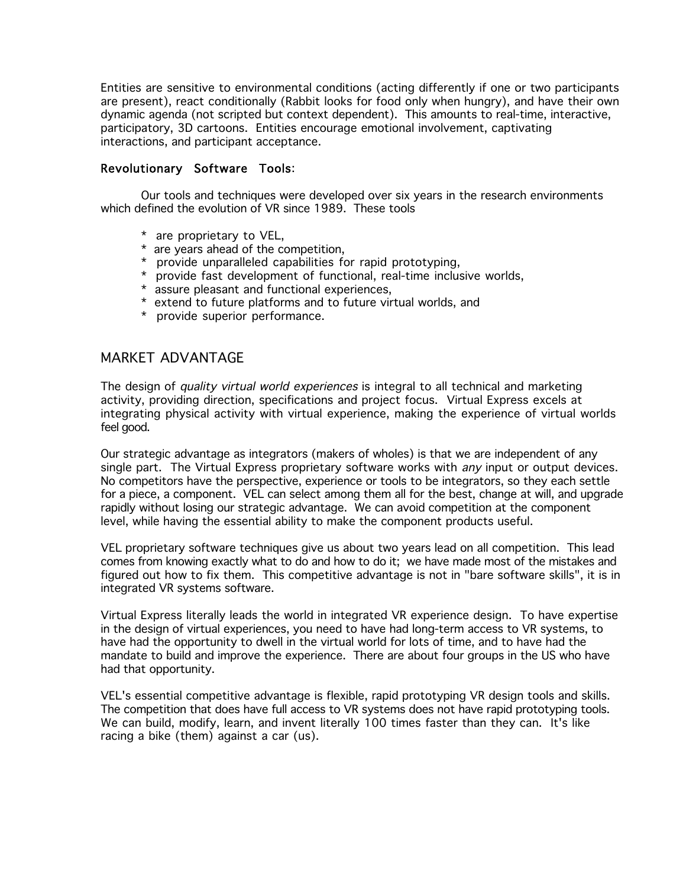Entities are sensitive to environmental conditions (acting differently if one or two participants are present), react conditionally (Rabbit looks for food only when hungry), and have their own dynamic agenda (not scripted but context dependent). This amounts to real-time, interactive, participatory, 3D cartoons. Entities encourage emotional involvement, captivating interactions, and participant acceptance.

### Revolutionary Software Tools:

Our tools and techniques were developed over six years in the research environments which defined the evolution of VR since 1989. These tools

- are proprietary to VEL,
- are years ahead of the competition,
- provide unparalleled capabilities for rapid prototyping,
- provide fast development of functional, real-time inclusive worlds,
- assure pleasant and functional experiences,
- extend to future platforms and to future virtual worlds, and
- provide superior performance.

## MARKET ADVANTAGE

The design of *quality virtual world experiences* is integral to all technical and marketing activity, providing direction, specifications and project focus. Virtual Express excels at integrating physical activity with virtual experience, making the experience of virtual worlds feel good.

Our strategic advantage as integrators (makers of wholes) is that we are independent of any single part. The Virtual Express proprietary software works with *any* input or output devices. No competitors have the perspective, experience or tools to be integrators, so they each settle for a piece, a component. VEL can select among them all for the best, change at will, and upgrade rapidly without losing our strategic advantage. We can avoid competition at the component level, while having the essential ability to make the component products useful.

VEL proprietary software techniques give us about two years lead on all competition. This lead comes from knowing exactly what to do and how to do it; we have made most of the mistakes and figured out how to fix them. This competitive advantage is not in "bare software skills", it is in integrated VR systems software.

Virtual Express literally leads the world in integrated VR experience design. To have expertise in the design of virtual experiences, you need to have had long-term access to VR systems, to have had the opportunity to dwell in the virtual world for lots of time, and to have had the mandate to build and improve the experience. There are about four groups in the US who have had that opportunity.

VEL's essential competitive advantage is flexible, rapid prototyping VR design tools and skills. The competition that does have full access to VR systems does not have rapid prototyping tools. We can build, modify, learn, and invent literally 100 times faster than they can. It's like racing a bike (them) against a car (us).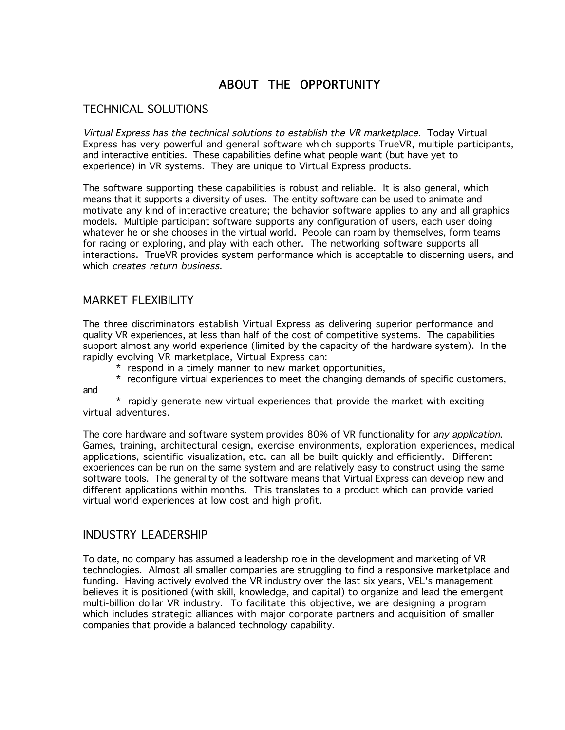# ABOUT THE OPPORTUNITY

## TECHNICAL SOLUTIONS

*Virtual Express has the technical solutions to establish the VR marketplace.* Today Virtual Express has very powerful and general software which supports TrueVR, multiple participants, and interactive entities. These capabilities define what people want (but have yet to experience) in VR systems. They are unique to Virtual Express products.

The software supporting these capabilities is robust and reliable. It is also general, which means that it supports a diversity of uses. The entity software can be used to animate and motivate any kind of interactive creature; the behavior software applies to any and all graphics models. Multiple participant software supports any configuration of users, each user doing whatever he or she chooses in the virtual world. People can roam by themselves, form teams for racing or exploring, and play with each other. The networking software supports all interactions. TrueVR provides system performance which is acceptable to discerning users, and which *creates return business*.

## MARKET FLEXIBILITY

The three discriminators establish Virtual Express as delivering superior performance and quality VR experiences, at less than half of the cost of competitive systems. The capabilities support almost any world experience (limited by the capacity of the hardware system). In the rapidly evolving VR marketplace, Virtual Express can:

* respond in a timely manner to new market opportunities,
* reconfigure virtual experiences to meet the changing demands of specific customers, and
* rapidly generate new virtual experiences that provide the market with exciting virtual adventures.

The core hardware and software system provides 80% of VR functionality for *any application*. Games, training, architectural design, exercise environments, exploration experiences, medical applications, scientific visualization, etc. can all be built quickly and efficiently. Different experiences can be run on the same system and are relatively easy to construct using the same software tools. The generality of the software means that Virtual Express can develop new and different applications within months. This translates to a product which can provide varied virtual world experiences at low cost and high profit.

## INDUSTRY LEADERSHIP

To date, no company has assumed a leadership role in the development and marketing of VR technologies. Almost all smaller companies are struggling to find a responsive marketplace and funding. Having actively evolved the VR industry over the last six years, VEL's management believes it is positioned (with skill, knowledge, and capital) to organize and lead the emergent multi-billion dollar VR industry. To facilitate this objective, we are designing a program which includes strategic alliances with major corporate partners and acquisition of smaller companies that provide a balanced technology capability.